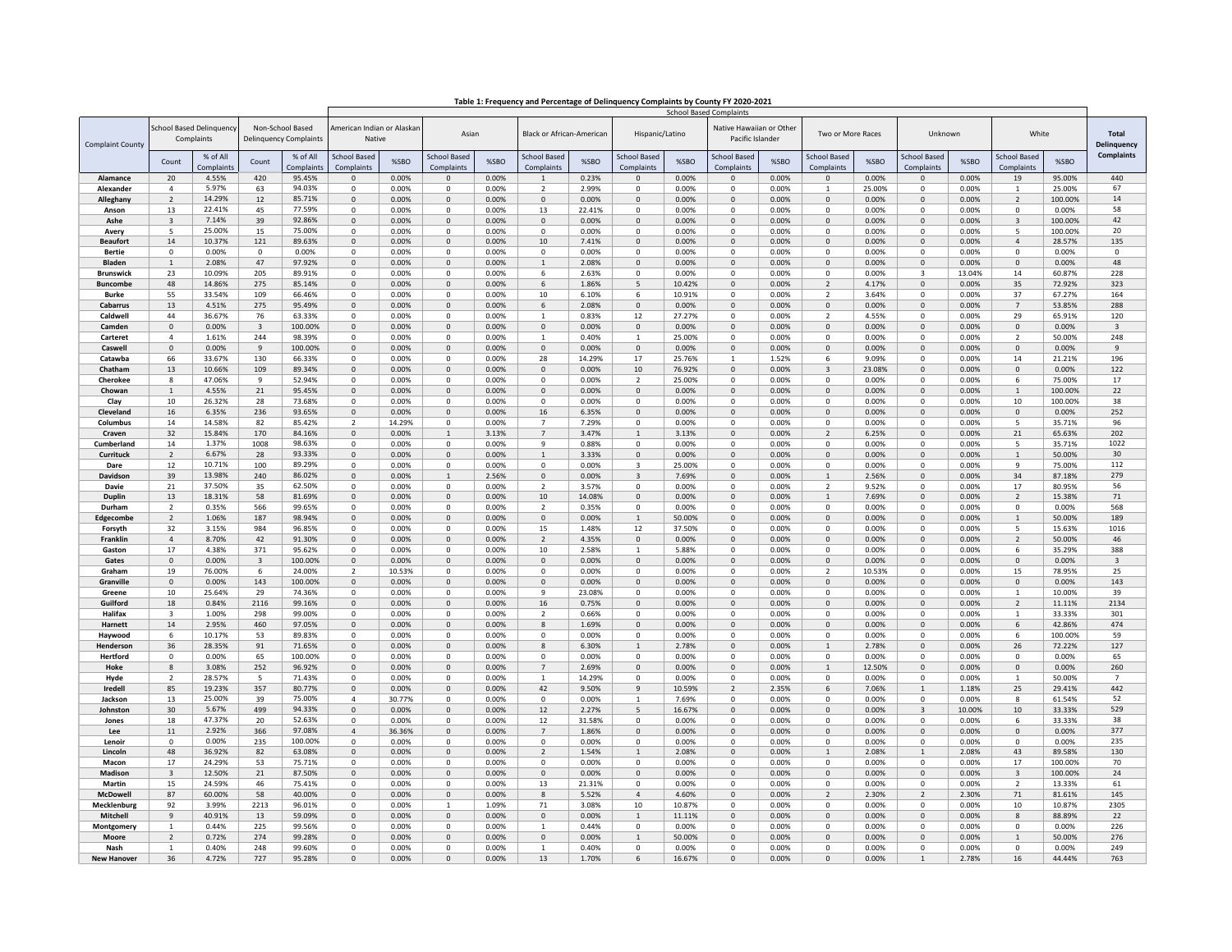# Table 1: Frequency and Percentage of Delinquency Complaints by County FY 2020-2021

| Complaint County | School Based Delinquency Complaints | | Non-School Based Delinquency Complaints | | School Based Complaints | | | | | | | | | | | | | | | | Total Delinquency Complaints |
|---|---|---|---|---|---|---|---|---|---|---|---|---|---|---|---|---|---|---|---|---|---|
| | | | | | American Indian or Alaskan Native | | Asian | | Black or African-American | | Hispanic/Latino | | Native Hawaiian or Other Pacific Islander | | Two or More Races | | Unknown | | White | | |
| | Count | % of All Complaints | Count | % of All Complaints | School Based Complaints | %SBO | School Based Complaints | %SBO | School Based Complaints | %SBO | School Based Complaints | %SBO | School Based Complaints | %SBO | School Based Complaints | %SBO | School Based Complaints | %SBO | School Based Complaints | %SBO | |
| **Alamance** | 20 | 4.55% | 420 | 95.45% | 0 | 0.00% | 0 | 0.00% | 1 | 0.23% | 0 | 0.00% | 0 | 0.00% | 0 | 0.00% | 0 | 0.00% | 19 | 95.00% | 440 |
| **Alexander** | 4 | 5.97% | 63 | 94.03% | 0 | 0.00% | 0 | 0.00% | 2 | 2.99% | 0 | 0.00% | 0 | 0.00% | 1 | 25.00% | 0 | 0.00% | 1 | 25.00% | 67 |
| **Alleghany** | 2 | 14.29% | 12 | 85.71% | 0 | 0.00% | 0 | 0.00% | 0 | 0.00% | 0 | 0.00% | 0 | 0.00% | 0 | 0.00% | 0 | 0.00% | 2 | 100.00% | 14 |
| **Anson** | 13 | 22.41% | 45 | 77.59% | 0 | 0.00% | 0 | 0.00% | 13 | 22.41% | 0 | 0.00% | 0 | 0.00% | 0 | 0.00% | 0 | 0.00% | 0 | 0.00% | 58 |
| **Ashe** | 3 | 7.14% | 39 | 92.86% | 0 | 0.00% | 0 | 0.00% | 0 | 0.00% | 0 | 0.00% | 0 | 0.00% | 0 | 0.00% | 0 | 0.00% | 3 | 100.00% | 42 |
| **Avery** | 5 | 25.00% | 15 | 75.00% | 0 | 0.00% | 0 | 0.00% | 0 | 0.00% | 0 | 0.00% | 0 | 0.00% | 0 | 0.00% | 0 | 0.00% | 5 | 100.00% | 20 |
| **Beaufort** | 14 | 10.37% | 121 | 89.63% | 0 | 0.00% | 0 | 0.00% | 10 | 7.41% | 0 | 0.00% | 0 | 0.00% | 0 | 0.00% | 0 | 0.00% | 4 | 28.57% | 135 |
| **Bertie** | 0 | 0.00% | 0 | 0.00% | 0 | 0.00% | 0 | 0.00% | 0 | 0.00% | 0 | 0.00% | 0 | 0.00% | 0 | 0.00% | 0 | 0.00% | 0 | 0.00% | 0 |
| **Bladen** | 1 | 2.08% | 47 | 97.92% | 0 | 0.00% | 0 | 0.00% | 1 | 2.08% | 0 | 0.00% | 0 | 0.00% | 0 | 0.00% | 0 | 0.00% | 0 | 0.00% | 48 |
| **Brunswick** | 23 | 10.09% | 205 | 89.91% | 0 | 0.00% | 0 | 0.00% | 6 | 2.63% | 0 | 0.00% | 0 | 0.00% | 0 | 0.00% | 3 | 13.04% | 14 | 60.87% | 228 |
| **Buncombe** | 48 | 14.86% | 275 | 85.14% | 0 | 0.00% | 0 | 0.00% | 6 | 1.86% | 5 | 10.42% | 0 | 0.00% | 2 | 4.17% | 0 | 0.00% | 35 | 72.92% | 323 |
| **Burke** | 55 | 33.54% | 109 | 66.46% | 0 | 0.00% | 0 | 0.00% | 10 | 6.10% | 6 | 10.91% | 0 | 0.00% | 2 | 3.64% | 0 | 0.00% | 37 | 67.27% | 164 |
| **Cabarrus** | 13 | 4.51% | 275 | 95.49% | 0 | 0.00% | 0 | 0.00% | 6 | 2.08% | 0 | 0.00% | 0 | 0.00% | 0 | 0.00% | 0 | 0.00% | 7 | 53.85% | 288 |
| **Caldwell** | 44 | 36.67% | 76 | 63.33% | 0 | 0.00% | 0 | 0.00% | 1 | 0.83% | 12 | 27.27% | 0 | 0.00% | 2 | 4.55% | 0 | 0.00% | 29 | 65.91% | 120 |
| **Camden** | 0 | 0.00% | 3 | 100.00% | 0 | 0.00% | 0 | 0.00% | 0 | 0.00% | 0 | 0.00% | 0 | 0.00% | 0 | 0.00% | 0 | 0.00% | 0 | 0.00% | 3 |
| **Carteret** | 4 | 1.61% | 244 | 98.39% | 0 | 0.00% | 0 | 0.00% | 1 | 0.40% | 1 | 25.00% | 0 | 0.00% | 0 | 0.00% | 0 | 0.00% | 2 | 50.00% | 248 |
| **Caswell** | 0 | 0.00% | 9 | 100.00% | 0 | 0.00% | 0 | 0.00% | 0 | 0.00% | 0 | 0.00% | 0 | 0.00% | 0 | 0.00% | 0 | 0.00% | 0 | 0.00% | 9 |
| **Catawba** | 66 | 33.67% | 130 | 66.33% | 0 | 0.00% | 0 | 0.00% | 28 | 14.29% | 17 | 25.76% | 1 | 1.52% | 6 | 9.09% | 0 | 0.00% | 14 | 21.21% | 196 |
| **Chatham** | 13 | 10.66% | 109 | 89.34% | 0 | 0.00% | 0 | 0.00% | 0 | 0.00% | 10 | 76.92% | 0 | 0.00% | 3 | 23.08% | 0 | 0.00% | 0 | 0.00% | 122 |
| **Cherokee** | 8 | 47.06% | 9 | 52.94% | 0 | 0.00% | 0 | 0.00% | 0 | 0.00% | 2 | 25.00% | 0 | 0.00% | 0 | 0.00% | 0 | 0.00% | 6 | 75.00% | 17 |
| **Chowan** | 1 | 4.55% | 21 | 95.45% | 0 | 0.00% | 0 | 0.00% | 0 | 0.00% | 0 | 0.00% | 0 | 0.00% | 0 | 0.00% | 0 | 0.00% | 1 | 100.00% | 22 |
| **Clay** | 10 | 26.32% | 28 | 73.68% | 0 | 0.00% | 0 | 0.00% | 0 | 0.00% | 0 | 0.00% | 0 | 0.00% | 0 | 0.00% | 0 | 0.00% | 10 | 100.00% | 38 |
| **Cleveland** | 16 | 6.35% | 236 | 93.65% | 0 | 0.00% | 0 | 0.00% | 16 | 6.35% | 0 | 0.00% | 0 | 0.00% | 0 | 0.00% | 0 | 0.00% | 0 | 0.00% | 252 |
| **Columbus** | 14 | 14.58% | 82 | 85.42% | 2 | 14.29% | 0 | 0.00% | 7 | 7.29% | 0 | 0.00% | 0 | 0.00% | 0 | 0.00% | 0 | 0.00% | 5 | 35.71% | 96 |
| **Craven** | 32 | 15.84% | 170 | 84.16% | 0 | 0.00% | 1 | 3.13% | 7 | 3.47% | 1 | 3.13% | 0 | 0.00% | 2 | 6.25% | 0 | 0.00% | 21 | 65.63% | 202 |
| **Cumberland** | 14 | 1.37% | 1008 | 98.63% | 0 | 0.00% | 0 | 0.00% | 9 | 0.88% | 0 | 0.00% | 0 | 0.00% | 0 | 0.00% | 0 | 0.00% | 5 | 35.71% | 1022 |
| **Currituck** | 2 | 6.67% | 28 | 93.33% | 0 | 0.00% | 0 | 0.00% | 1 | 3.33% | 0 | 0.00% | 0 | 0.00% | 0 | 0.00% | 0 | 0.00% | 1 | 50.00% | 30 |
| **Dare** | 12 | 10.71% | 100 | 89.29% | 0 | 0.00% | 0 | 0.00% | 0 | 0.00% | 3 | 25.00% | 0 | 0.00% | 0 | 0.00% | 0 | 0.00% | 9 | 75.00% | 112 |
| **Davidson** | 39 | 13.98% | 240 | 86.02% | 0 | 0.00% | 1 | 2.56% | 0 | 0.00% | 3 | 7.69% | 0 | 0.00% | 1 | 2.56% | 0 | 0.00% | 34 | 87.18% | 279 |
| **Davie** | 21 | 37.50% | 35 | 62.50% | 0 | 0.00% | 0 | 0.00% | 2 | 3.57% | 0 | 0.00% | 0 | 0.00% | 2 | 9.52% | 0 | 0.00% | 17 | 80.95% | 56 |
| **Duplin** | 13 | 18.31% | 58 | 81.69% | 0 | 0.00% | 0 | 0.00% | 10 | 14.08% | 0 | 0.00% | 0 | 0.00% | 1 | 7.69% | 0 | 0.00% | 2 | 15.38% | 71 |
| **Durham** | 2 | 0.35% | 566 | 99.65% | 0 | 0.00% | 0 | 0.00% | 2 | 0.35% | 0 | 0.00% | 0 | 0.00% | 0 | 0.00% | 0 | 0.00% | 0 | 0.00% | 568 |
| **Edgecombe** | 2 | 1.06% | 187 | 98.94% | 0 | 0.00% | 0 | 0.00% | 0 | 0.00% | 1 | 50.00% | 0 | 0.00% | 0 | 0.00% | 0 | 0.00% | 1 | 50.00% | 189 |
| **Forsyth** | 32 | 3.15% | 984 | 96.85% | 0 | 0.00% | 0 | 0.00% | 15 | 1.48% | 12 | 37.50% | 0 | 0.00% | 0 | 0.00% | 0 | 0.00% | 5 | 15.63% | 1016 |
| **Franklin** | 4 | 8.70% | 42 | 91.30% | 0 | 0.00% | 0 | 0.00% | 2 | 4.35% | 0 | 0.00% | 0 | 0.00% | 0 | 0.00% | 0 | 0.00% | 2 | 50.00% | 46 |
| **Gaston** | 17 | 4.38% | 371 | 95.62% | 0 | 0.00% | 0 | 0.00% | 10 | 2.58% | 1 | 5.88% | 0 | 0.00% | 0 | 0.00% | 0 | 0.00% | 6 | 35.29% | 388 |
| **Gates** | 0 | 0.00% | 3 | 100.00% | 0 | 0.00% | 0 | 0.00% | 0 | 0.00% | 0 | 0.00% | 0 | 0.00% | 0 | 0.00% | 0 | 0.00% | 0 | 0.00% | 3 |
| **Graham** | 19 | 76.00% | 6 | 24.00% | 2 | 10.53% | 0 | 0.00% | 0 | 0.00% | 0 | 0.00% | 0 | 0.00% | 2 | 10.53% | 0 | 0.00% | 15 | 78.95% | 25 |
| **Granville** | 0 | 0.00% | 143 | 100.00% | 0 | 0.00% | 0 | 0.00% | 0 | 0.00% | 0 | 0.00% | 0 | 0.00% | 0 | 0.00% | 0 | 0.00% | 0 | 0.00% | 143 |
| **Greene** | 10 | 25.64% | 29 | 74.36% | 0 | 0.00% | 0 | 0.00% | 9 | 23.08% | 0 | 0.00% | 0 | 0.00% | 0 | 0.00% | 0 | 0.00% | 1 | 10.00% | 39 |
| **Guilford** | 18 | 0.84% | 2116 | 99.16% | 0 | 0.00% | 0 | 0.00% | 16 | 0.75% | 0 | 0.00% | 0 | 0.00% | 0 | 0.00% | 0 | 0.00% | 2 | 11.11% | 2134 |
| **Halifax** | 3 | 1.00% | 298 | 99.00% | 0 | 0.00% | 0 | 0.00% | 2 | 0.66% | 0 | 0.00% | 0 | 0.00% | 0 | 0.00% | 0 | 0.00% | 1 | 33.33% | 301 |
| **Harnett** | 14 | 2.95% | 460 | 97.05% | 0 | 0.00% | 0 | 0.00% | 8 | 1.69% | 0 | 0.00% | 0 | 0.00% | 0 | 0.00% | 0 | 0.00% | 6 | 42.86% | 474 |
| **Haywood** | 6 | 10.17% | 53 | 89.83% | 0 | 0.00% | 0 | 0.00% | 0 | 0.00% | 0 | 0.00% | 0 | 0.00% | 0 | 0.00% | 0 | 0.00% | 6 | 100.00% | 59 |
| **Henderson** | 36 | 28.35% | 91 | 71.65% | 0 | 0.00% | 0 | 0.00% | 8 | 6.30% | 1 | 2.78% | 0 | 0.00% | 1 | 2.78% | 0 | 0.00% | 26 | 72.22% | 127 |
| **Hertford** | 0 | 0.00% | 65 | 100.00% | 0 | 0.00% | 0 | 0.00% | 0 | 0.00% | 0 | 0.00% | 0 | 0.00% | 0 | 0.00% | 0 | 0.00% | 0 | 0.00% | 65 |
| **Hoke** | 8 | 3.08% | 252 | 96.92% | 0 | 0.00% | 0 | 0.00% | 7 | 2.69% | 0 | 0.00% | 0 | 0.00% | 1 | 12.50% | 0 | 0.00% | 0 | 0.00% | 260 |
| **Hyde** | 2 | 28.57% | 5 | 71.43% | 0 | 0.00% | 0 | 0.00% | 1 | 14.29% | 0 | 0.00% | 0 | 0.00% | 0 | 0.00% | 0 | 0.00% | 1 | 50.00% | 7 |
| **Iredell** | 85 | 19.23% | 357 | 80.77% | 0 | 0.00% | 0 | 0.00% | 42 | 9.50% | 9 | 10.59% | 2 | 2.35% | 6 | 7.06% | 1 | 1.18% | 25 | 29.41% | 442 |
| **Jackson** | 13 | 25.00% | 39 | 75.00% | 4 | 30.77% | 0 | 0.00% | 0 | 0.00% | 1 | 7.69% | 0 | 0.00% | 0 | 0.00% | 0 | 0.00% | 8 | 61.54% | 52 |
| **Johnston** | 30 | 5.67% | 499 | 94.33% | 0 | 0.00% | 0 | 0.00% | 12 | 2.27% | 5 | 16.67% | 0 | 0.00% | 0 | 0.00% | 3 | 10.00% | 10 | 33.33% | 529 |
| **Jones** | 18 | 47.37% | 20 | 52.63% | 0 | 0.00% | 0 | 0.00% | 12 | 31.58% | 0 | 0.00% | 0 | 0.00% | 0 | 0.00% | 0 | 0.00% | 6 | 33.33% | 38 |
| **Lee** | 11 | 2.92% | 366 | 97.08% | 4 | 36.36% | 0 | 0.00% | 7 | 1.86% | 0 | 0.00% | 0 | 0.00% | 0 | 0.00% | 0 | 0.00% | 0 | 0.00% | 377 |
| **Lenoir** | 0 | 0.00% | 235 | 100.00% | 0 | 0.00% | 0 | 0.00% | 0 | 0.00% | 0 | 0.00% | 0 | 0.00% | 0 | 0.00% | 0 | 0.00% | 0 | 0.00% | 235 |
| **Lincoln** | 48 | 36.92% | 82 | 63.08% | 0 | 0.00% | 0 | 0.00% | 2 | 1.54% | 1 | 2.08% | 0 | 0.00% | 1 | 2.08% | 1 | 2.08% | 43 | 89.58% | 130 |
| **Macon** | 17 | 24.29% | 53 | 75.71% | 0 | 0.00% | 0 | 0.00% | 0 | 0.00% | 0 | 0.00% | 0 | 0.00% | 0 | 0.00% | 0 | 0.00% | 17 | 100.00% | 70 |
| **Madison** | 3 | 12.50% | 21 | 87.50% | 0 | 0.00% | 0 | 0.00% | 0 | 0.00% | 0 | 0.00% | 0 | 0.00% | 0 | 0.00% | 0 | 0.00% | 3 | 100.00% | 24 |
| **Martin** | 15 | 24.59% | 46 | 75.41% | 0 | 0.00% | 0 | 0.00% | 13 | 21.31% | 0 | 0.00% | 0 | 0.00% | 0 | 0.00% | 0 | 0.00% | 2 | 13.33% | 61 |
| **McDowell** | 87 | 60.00% | 58 | 40.00% | 0 | 0.00% | 0 | 0.00% | 8 | 5.52% | 4 | 4.60% | 0 | 0.00% | 2 | 2.30% | 2 | 2.30% | 71 | 81.61% | 145 |
| **Mecklenburg** | 92 | 3.99% | 2213 | 96.01% | 0 | 0.00% | 1 | 1.09% | 71 | 3.08% | 10 | 10.87% | 0 | 0.00% | 0 | 0.00% | 0 | 0.00% | 10 | 10.87% | 2305 |
| **Mitchell** | 9 | 40.91% | 13 | 59.09% | 0 | 0.00% | 0 | 0.00% | 0 | 0.00% | 1 | 11.11% | 0 | 0.00% | 0 | 0.00% | 0 | 0.00% | 8 | 88.89% | 22 |
| **Montgomery** | 1 | 0.44% | 225 | 99.56% | 0 | 0.00% | 0 | 0.00% | 1 | 0.44% | 0 | 0.00% | 0 | 0.00% | 0 | 0.00% | 0 | 0.00% | 0 | 0.00% | 226 |
| **Moore** | 2 | 0.72% | 274 | 99.28% | 0 | 0.00% | 0 | 0.00% | 0 | 0.00% | 1 | 50.00% | 0 | 0.00% | 0 | 0.00% | 0 | 0.00% | 1 | 50.00% | 276 |
| **Nash** | 1 | 0.40% | 248 | 99.60% | 0 | 0.00% | 0 | 0.00% | 1 | 0.40% | 0 | 0.00% | 0 | 0.00% | 0 | 0.00% | 0 | 0.00% | 0 | 0.00% | 249 |
| **New Hanover** | 36 | 4.72% | 727 | 95.28% | 0 | 0.00% | 0 | 0.00% | 13 | 1.70% | 6 | 16.67% | 0 | 0.00% | 0 | 0.00% | 1 | 2.78% | 16 | 44.44% | 763 |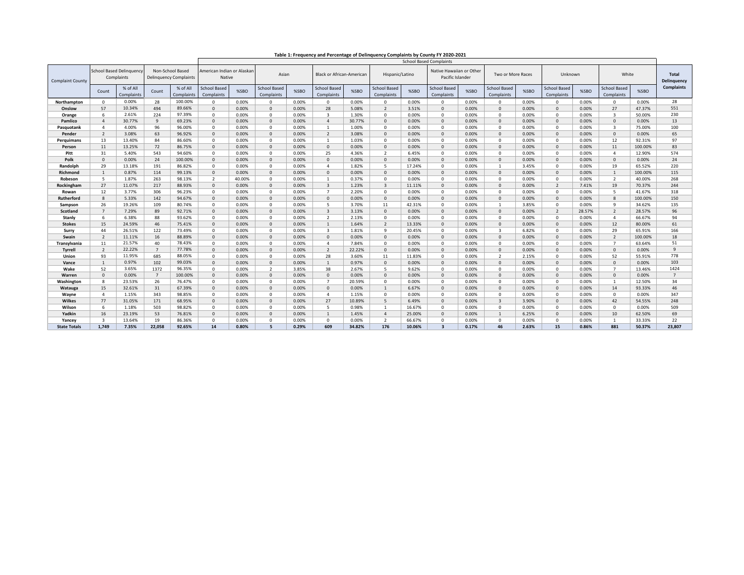**Table 1: Frequency and Percentage of Delinquency Complaints by County FY 2020-2021**

| Complaint County | School Based Delinquency Complaints | | Non-School Based Delinquency Complaints | | School Based Complaints | | | | | | | | | | | | | | | | Total Delinquency Complaints |
|---|---|---|---|---|---|---|---|---|---|---|---|---|---|---|---|---|---|---|---|---|---|
| | | | | | American Indian or Alaskan Native | | Asian | | Black or African-American | | Hispanic/Latino | | Native Hawaiian or Other Pacific Islander | | Two or More Races | | Unknown | | White | | |
| | Count | % of All Complaints | Count | % of All Complaints | School Based Complaints | %SBO | School Based Complaints | %SBO | School Based Complaints | %SBO | School Based Complaints | %SBO | School Based Complaints | %SBO | School Based Complaints | %SBO | School Based Complaints | %SBO | School Based Complaints | %SBO | |
| **Northampton** | 0 | 0.00% | 28 | 100.00% | 0 | 0.00% | 0 | 0.00% | 0 | 0.00% | 0 | 0.00% | 0 | 0.00% | 0 | 0.00% | 0 | 0.00% | 0 | 0.00% | 28 |
| **Onslow** | 57 | 10.34% | 494 | 89.66% | 0 | 0.00% | 0 | 0.00% | 28 | 5.08% | 2 | 3.51% | 0 | 0.00% | 0 | 0.00% | 0 | 0.00% | 27 | 47.37% | 551 |
| **Orange** | 6 | 2.61% | 224 | 97.39% | 0 | 0.00% | 0 | 0.00% | 3 | 1.30% | 0 | 0.00% | 0 | 0.00% | 0 | 0.00% | 0 | 0.00% | 3 | 50.00% | 230 |
| **Pamlico** | 4 | 30.77% | 9 | 69.23% | 0 | 0.00% | 0 | 0.00% | 4 | 30.77% | 0 | 0.00% | 0 | 0.00% | 0 | 0.00% | 0 | 0.00% | 0 | 0.00% | 13 |
| **Pasquotank** | 4 | 4.00% | 96 | 96.00% | 0 | 0.00% | 0 | 0.00% | 1 | 1.00% | 0 | 0.00% | 0 | 0.00% | 0 | 0.00% | 0 | 0.00% | 3 | 75.00% | 100 |
| **Pender** | 2 | 3.08% | 63 | 96.92% | 0 | 0.00% | 0 | 0.00% | 2 | 3.08% | 0 | 0.00% | 0 | 0.00% | 0 | 0.00% | 0 | 0.00% | 0 | 0.00% | 65 |
| **Perquimans** | 13 | 13.40% | 84 | 86.60% | 0 | 0.00% | 0 | 0.00% | 1 | 1.03% | 0 | 0.00% | 0 | 0.00% | 0 | 0.00% | 0 | 0.00% | 12 | 92.31% | 97 |
| **Person** | 11 | 13.25% | 72 | 86.75% | 0 | 0.00% | 0 | 0.00% | 0 | 0.00% | 0 | 0.00% | 0 | 0.00% | 0 | 0.00% | 0 | 0.00% | 11 | 100.00% | 83 |
| **Pitt** | 31 | 5.40% | 543 | 94.60% | 0 | 0.00% | 0 | 0.00% | 25 | 4.36% | 2 | 6.45% | 0 | 0.00% | 0 | 0.00% | 0 | 0.00% | 4 | 12.90% | 574 |
| **Polk** | 0 | 0.00% | 24 | 100.00% | 0 | 0.00% | 0 | 0.00% | 0 | 0.00% | 0 | 0.00% | 0 | 0.00% | 0 | 0.00% | 0 | 0.00% | 0 | 0.00% | 24 |
| **Randolph** | 29 | 13.18% | 191 | 86.82% | 0 | 0.00% | 0 | 0.00% | 4 | 1.82% | 5 | 17.24% | 0 | 0.00% | 1 | 3.45% | 0 | 0.00% | 19 | 65.52% | 220 |
| **Richmond** | 1 | 0.87% | 114 | 99.13% | 0 | 0.00% | 0 | 0.00% | 0 | 0.00% | 0 | 0.00% | 0 | 0.00% | 0 | 0.00% | 0 | 0.00% | 1 | 100.00% | 115 |
| **Robeson** | 5 | 1.87% | 263 | 98.13% | 2 | 40.00% | 0 | 0.00% | 1 | 0.37% | 0 | 0.00% | 0 | 0.00% | 0 | 0.00% | 0 | 0.00% | 2 | 40.00% | 268 |
| **Rockingham** | 27 | 11.07% | 217 | 88.93% | 0 | 0.00% | 0 | 0.00% | 3 | 1.23% | 3 | 11.11% | 0 | 0.00% | 0 | 0.00% | 2 | 7.41% | 19 | 70.37% | 244 |
| **Rowan** | 12 | 3.77% | 306 | 96.23% | 0 | 0.00% | 0 | 0.00% | 7 | 2.20% | 0 | 0.00% | 0 | 0.00% | 0 | 0.00% | 0 | 0.00% | 5 | 41.67% | 318 |
| **Rutherford** | 8 | 5.33% | 142 | 94.67% | 0 | 0.00% | 0 | 0.00% | 0 | 0.00% | 0 | 0.00% | 0 | 0.00% | 0 | 0.00% | 0 | 0.00% | 8 | 100.00% | 150 |
| **Sampson** | 26 | 19.26% | 109 | 80.74% | 0 | 0.00% | 0 | 0.00% | 5 | 3.70% | 11 | 42.31% | 0 | 0.00% | 1 | 3.85% | 0 | 0.00% | 9 | 34.62% | 135 |
| **Scotland** | 7 | 7.29% | 89 | 92.71% | 0 | 0.00% | 0 | 0.00% | 3 | 3.13% | 0 | 0.00% | 0 | 0.00% | 0 | 0.00% | 2 | 28.57% | 2 | 28.57% | 96 |
| **Stanly** | 6 | 6.38% | 88 | 93.62% | 0 | 0.00% | 0 | 0.00% | 2 | 2.13% | 0 | 0.00% | 0 | 0.00% | 0 | 0.00% | 0 | 0.00% | 4 | 66.67% | 94 |
| **Stokes** | 15 | 24.59% | 46 | 75.41% | 0 | 0.00% | 0 | 0.00% | 1 | 1.64% | 2 | 13.33% | 0 | 0.00% | 0 | 0.00% | 0 | 0.00% | 12 | 80.00% | 61 |
| **Surry** | 44 | 26.51% | 122 | 73.49% | 0 | 0.00% | 0 | 0.00% | 3 | 1.81% | 9 | 20.45% | 0 | 0.00% | 3 | 6.82% | 0 | 0.00% | 29 | 65.91% | 166 |
| **Swain** | 2 | 11.11% | 16 | 88.89% | 0 | 0.00% | 0 | 0.00% | 0 | 0.00% | 0 | 0.00% | 0 | 0.00% | 0 | 0.00% | 0 | 0.00% | 2 | 100.00% | 18 |
| **Transylvania** | 11 | 21.57% | 40 | 78.43% | 0 | 0.00% | 0 | 0.00% | 4 | 7.84% | 0 | 0.00% | 0 | 0.00% | 0 | 0.00% | 0 | 0.00% | 7 | 63.64% | 51 |
| **Tyrrell** | 2 | 22.22% | 7 | 77.78% | 0 | 0.00% | 0 | 0.00% | 2 | 22.22% | 0 | 0.00% | 0 | 0.00% | 0 | 0.00% | 0 | 0.00% | 0 | 0.00% | 9 |
| **Union** | 93 | 11.95% | 685 | 88.05% | 0 | 0.00% | 0 | 0.00% | 28 | 3.60% | 11 | 11.83% | 0 | 0.00% | 2 | 2.15% | 0 | 0.00% | 52 | 55.91% | 778 |
| **Vance** | 1 | 0.97% | 102 | 99.03% | 0 | 0.00% | 0 | 0.00% | 1 | 0.97% | 0 | 0.00% | 0 | 0.00% | 0 | 0.00% | 0 | 0.00% | 0 | 0.00% | 103 |
| **Wake** | 52 | 3.65% | 1372 | 96.35% | 0 | 0.00% | 2 | 3.85% | 38 | 2.67% | 5 | 9.62% | 0 | 0.00% | 0 | 0.00% | 0 | 0.00% | 7 | 13.46% | 1424 |
| **Warren** | 0 | 0.00% | 7 | 100.00% | 0 | 0.00% | 0 | 0.00% | 0 | 0.00% | 0 | 0.00% | 0 | 0.00% | 0 | 0.00% | 0 | 0.00% | 0 | 0.00% | 7 |
| **Washington** | 8 | 23.53% | 26 | 76.47% | 0 | 0.00% | 0 | 0.00% | 7 | 20.59% | 0 | 0.00% | 0 | 0.00% | 0 | 0.00% | 0 | 0.00% | 1 | 12.50% | 34 |
| **Watauga** | 15 | 32.61% | 31 | 67.39% | 0 | 0.00% | 0 | 0.00% | 0 | 0.00% | 1 | 6.67% | 0 | 0.00% | 0 | 0.00% | 0 | 0.00% | 14 | 93.33% | 46 |
| **Wayne** | 4 | 1.15% | 343 | 98.85% | 0 | 0.00% | 0 | 0.00% | 4 | 1.15% | 0 | 0.00% | 0 | 0.00% | 0 | 0.00% | 0 | 0.00% | 0 | 0.00% | 347 |
| **Wilkes** | 77 | 31.05% | 171 | 68.95% | 0 | 0.00% | 0 | 0.00% | 27 | 10.89% | 5 | 6.49% | 0 | 0.00% | 3 | 3.90% | 0 | 0.00% | 42 | 54.55% | 248 |
| **Wilson** | 6 | 1.18% | 503 | 98.82% | 0 | 0.00% | 0 | 0.00% | 5 | 0.98% | 1 | 16.67% | 0 | 0.00% | 0 | 0.00% | 0 | 0.00% | 0 | 0.00% | 509 |
| **Yadkin** | 16 | 23.19% | 53 | 76.81% | 0 | 0.00% | 0 | 0.00% | 1 | 1.45% | 4 | 25.00% | 0 | 0.00% | 1 | 6.25% | 0 | 0.00% | 10 | 62.50% | 69 |
| **Yancey** | 3 | 13.64% | 19 | 86.36% | 0 | 0.00% | 0 | 0.00% | 0 | 0.00% | 2 | 66.67% | 0 | 0.00% | 0 | 0.00% | 0 | 0.00% | 1 | 33.33% | 22 |
| **State Totals** | **1,749** | **7.35%** | **22,058** | **92.65%** | **14** | **0.80%** | **5** | **0.29%** | **609** | **34.82%** | **176** | **10.06%** | **3** | **0.17%** | **46** | **2.63%** | **15** | **0.86%** | **881** | **50.37%** | **23,807** |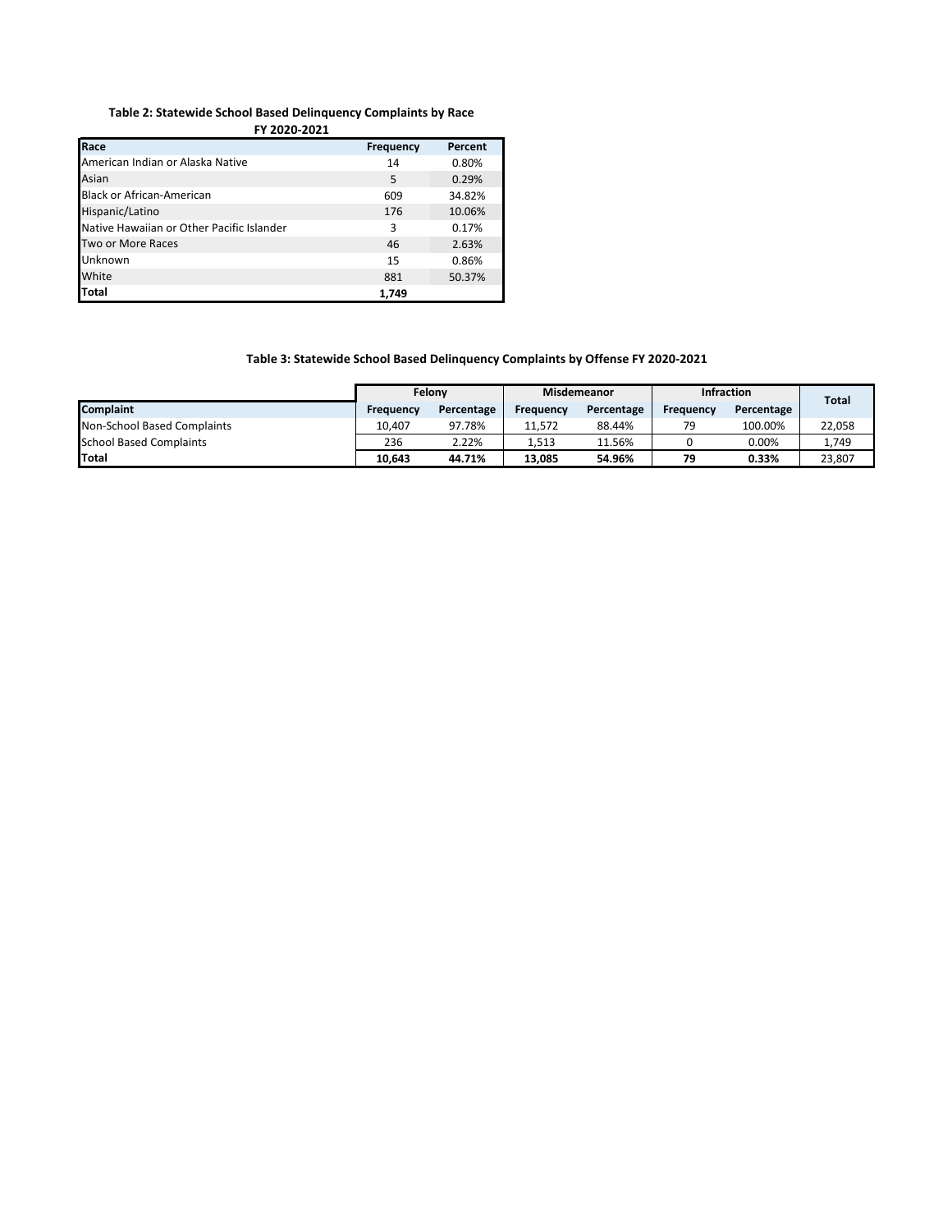**Table 2: Statewide School Based Delinquency Complaints by Race**
**FY 2020-2021**

| Race | Frequency | Percent |
|---|---|---|
| American Indian or Alaska Native | 14 | 0.80% |
| Asian | 5 | 0.29% |
| Black or African-American | 609 | 34.82% |
| Hispanic/Latino | 176 | 10.06% |
| Native Hawaiian or Other Pacific Islander | 3 | 0.17% |
| Two or More Races | 46 | 2.63% |
| Unknown | 15 | 0.86% |
| White | 881 | 50.37% |
| **Total** | **1,749** | |

**Table 3: Statewide School Based Delinquency Complaints by Offense FY 2020-2021**

| | Felony | | Misdemeanor | | Infraction | | Total |
|---|---|---|---|---|---|---|---|
| **Complaint** | **Frequency** | **Percentage** | **Frequency** | **Percentage** | **Frequency** | **Percentage** | |
| Non-School Based Complaints | 10,407 | 97.78% | 11,572 | 88.44% | 79 | 100.00% | 22,058 |
| School Based Complaints | 236 | 2.22% | 1,513 | 11.56% | 0 | 0.00% | 1,749 |
| **Total** | **10,643** | **44.71%** | **13,085** | **54.96%** | **79** | **0.33%** | 23,807 |